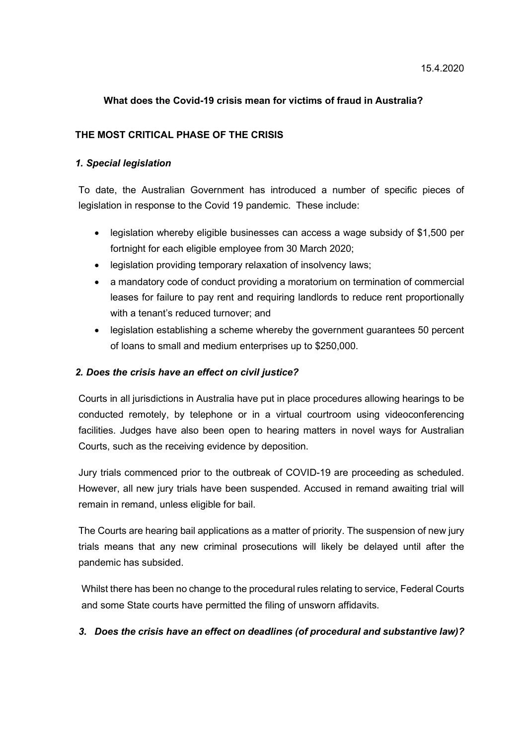15.4.2020

**What does the Covid-19 crisis mean for victims of fraud in Australia?**

**THE MOST CRITICAL PHASE OF THE CRISIS**

***1. Special legislation***

To date, the Australian Government has introduced a number of specific pieces of legislation in response to the Covid 19 pandemic. These include:

- legislation whereby eligible businesses can access a wage subsidy of $1,500 per fortnight for each eligible employee from 30 March 2020;
- legislation providing temporary relaxation of insolvency laws;
- a mandatory code of conduct providing a moratorium on termination of commercial leases for failure to pay rent and requiring landlords to reduce rent proportionally with a tenant's reduced turnover; and
- legislation establishing a scheme whereby the government guarantees 50 percent of loans to small and medium enterprises up to $250,000.

***2. Does the crisis have an effect on civil justice?***

Courts in all jurisdictions in Australia have put in place procedures allowing hearings to be conducted remotely, by telephone or in a virtual courtroom using videoconferencing facilities. Judges have also been open to hearing matters in novel ways for Australian Courts, such as the receiving evidence by deposition.

Jury trials commenced prior to the outbreak of COVID-19 are proceeding as scheduled. However, all new jury trials have been suspended. Accused in remand awaiting trial will remain in remand, unless eligible for bail.

The Courts are hearing bail applications as a matter of priority. The suspension of new jury trials means that any new criminal prosecutions will likely be delayed until after the pandemic has subsided.

Whilst there has been no change to the procedural rules relating to service, Federal Courts and some State courts have permitted the filing of unsworn affidavits.

***3. Does the crisis have an effect on deadlines (of procedural and substantive law)?***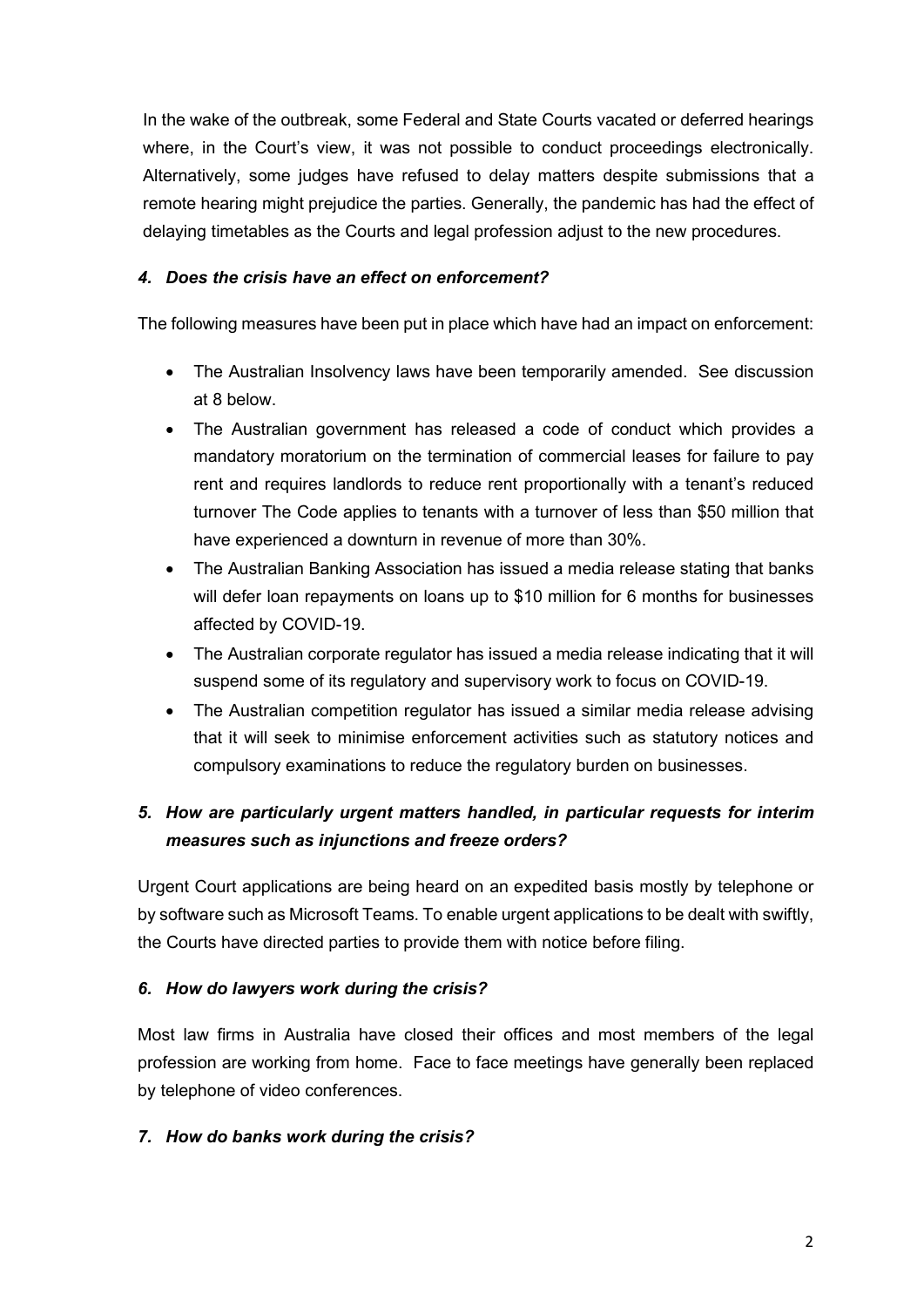In the wake of the outbreak, some Federal and State Courts vacated or deferred hearings where, in the Court's view, it was not possible to conduct proceedings electronically. Alternatively, some judges have refused to delay matters despite submissions that a remote hearing might prejudice the parties. Generally, the pandemic has had the effect of delaying timetables as the Courts and legal profession adjust to the new procedures.

### *4. Does the crisis have an effect on enforcement?*

The following measures have been put in place which have had an impact on enforcement:

- The Australian Insolvency laws have been temporarily amended. See discussion at 8 below.
- The Australian government has released a code of conduct which provides a mandatory moratorium on the termination of commercial leases for failure to pay rent and requires landlords to reduce rent proportionally with a tenant's reduced turnover The Code applies to tenants with a turnover of less than $50 million that have experienced a downturn in revenue of more than 30%.
- The Australian Banking Association has issued a media release stating that banks will defer loan repayments on loans up to $10 million for 6 months for businesses affected by COVID-19.
- The Australian corporate regulator has issued a media release indicating that it will suspend some of its regulatory and supervisory work to focus on COVID-19.
- The Australian competition regulator has issued a similar media release advising that it will seek to minimise enforcement activities such as statutory notices and compulsory examinations to reduce the regulatory burden on businesses.

### *5. How are particularly urgent matters handled, in particular requests for interim measures such as injunctions and freeze orders?*

Urgent Court applications are being heard on an expedited basis mostly by telephone or by software such as Microsoft Teams. To enable urgent applications to be dealt with swiftly, the Courts have directed parties to provide them with notice before filing.

### *6. How do lawyers work during the crisis?*

Most law firms in Australia have closed their offices and most members of the legal profession are working from home. Face to face meetings have generally been replaced by telephone of video conferences.

### *7. How do banks work during the crisis?*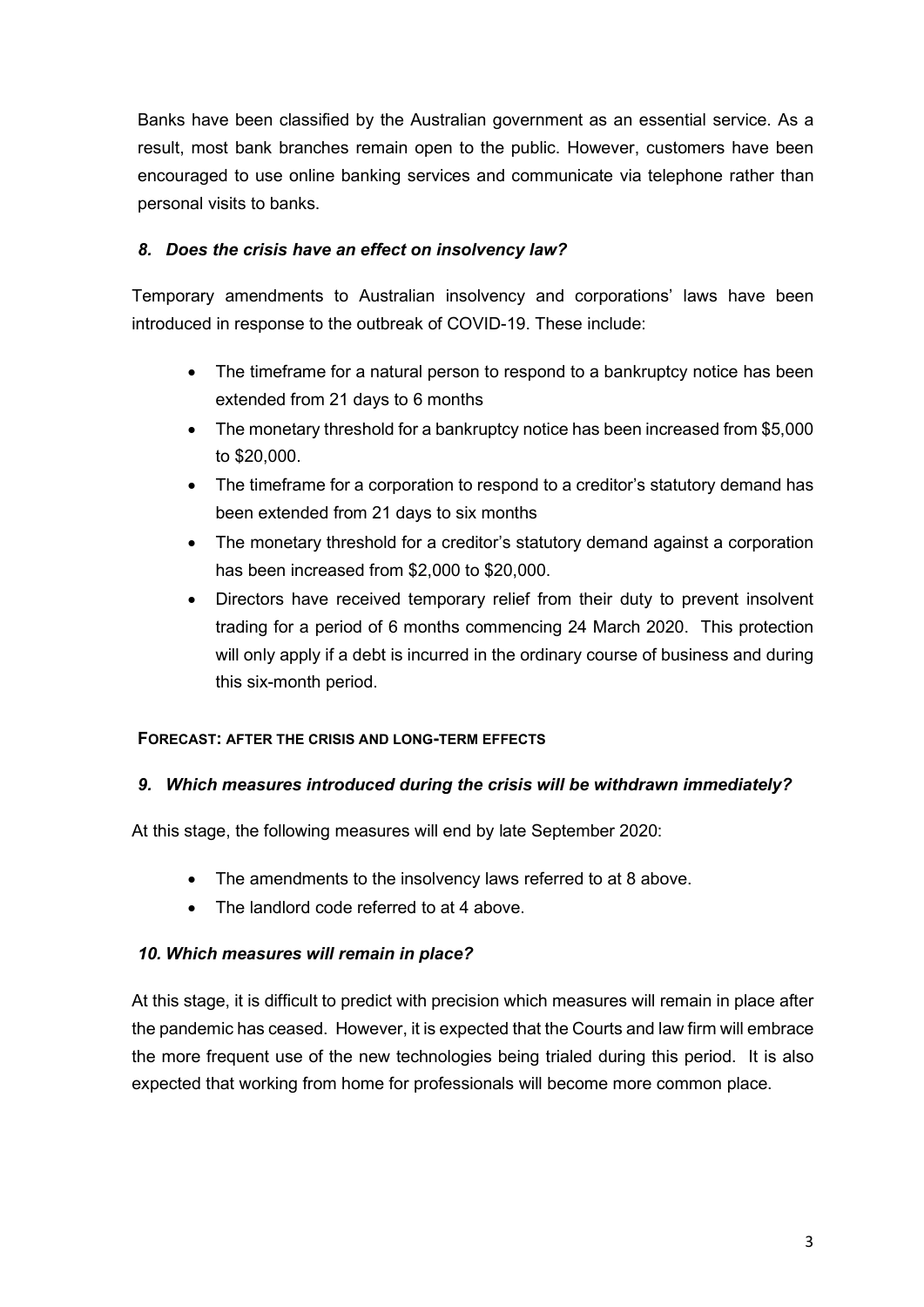Banks have been classified by the Australian government as an essential service. As a result, most bank branches remain open to the public. However, customers have been encouraged to use online banking services and communicate via telephone rather than personal visits to banks.

### *8. Does the crisis have an effect on insolvency law?*

Temporary amendments to Australian insolvency and corporations' laws have been introduced in response to the outbreak of COVID-19. These include:

- The timeframe for a natural person to respond to a bankruptcy notice has been extended from 21 days to 6 months
- The monetary threshold for a bankruptcy notice has been increased from $5,000 to $20,000.
- The timeframe for a corporation to respond to a creditor's statutory demand has been extended from 21 days to six months
- The monetary threshold for a creditor's statutory demand against a corporation has been increased from $2,000 to $20,000.
- Directors have received temporary relief from their duty to prevent insolvent trading for a period of 6 months commencing 24 March 2020. This protection will only apply if a debt is incurred in the ordinary course of business and during this six-month period.

## FORECAST: AFTER THE CRISIS AND LONG-TERM EFFECTS

### *9. Which measures introduced during the crisis will be withdrawn immediately?*

At this stage, the following measures will end by late September 2020:

- The amendments to the insolvency laws referred to at 8 above.
- The landlord code referred to at 4 above.

### *10. Which measures will remain in place?*

At this stage, it is difficult to predict with precision which measures will remain in place after the pandemic has ceased. However, it is expected that the Courts and law firm will embrace the more frequent use of the new technologies being trialed during this period. It is also expected that working from home for professionals will become more common place.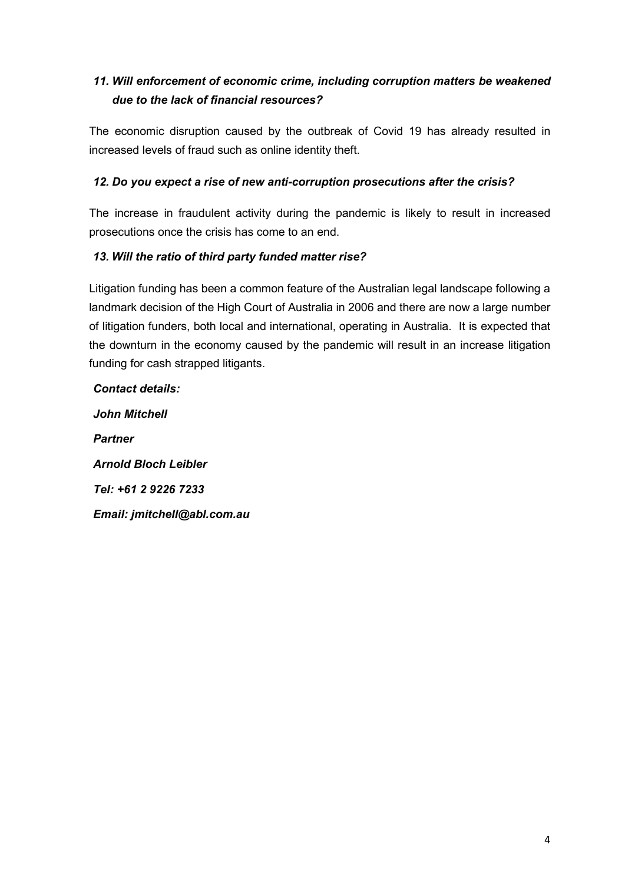### *11. Will enforcement of economic crime, including corruption matters be weakened due to the lack of financial resources?*

The economic disruption caused by the outbreak of Covid 19 has already resulted in increased levels of fraud such as online identity theft.

### *12. Do you expect a rise of new anti-corruption prosecutions after the crisis?*

The increase in fraudulent activity during the pandemic is likely to result in increased prosecutions once the crisis has come to an end.

### *13. Will the ratio of third party funded matter rise?*

Litigation funding has been a common feature of the Australian legal landscape following a landmark decision of the High Court of Australia in 2006 and there are now a large number of litigation funders, both local and international, operating in Australia. It is expected that the downturn in the economy caused by the pandemic will result in an increase litigation funding for cash strapped litigants.

***Contact details:***

***John Mitchell***

***Partner***

***Arnold Bloch Leibler***

***Tel: +61 2 9226 7233***

***Email: jmitchell@abl.com.au***